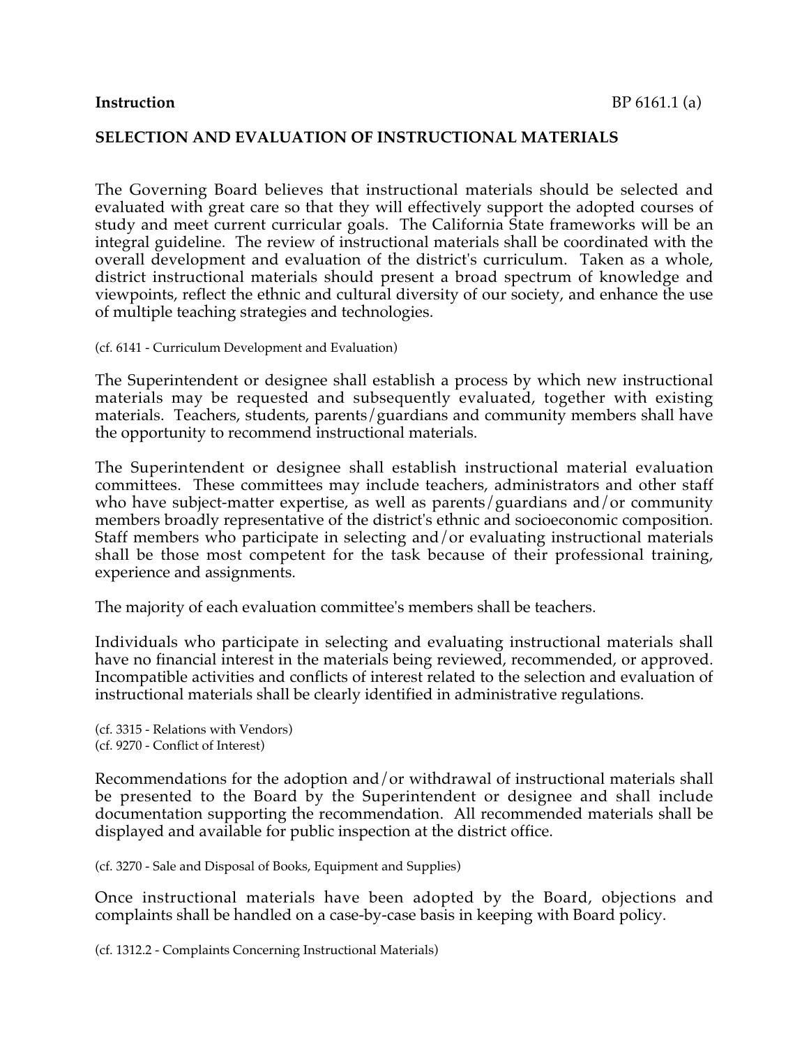**Instruction** BP 6161.1 (a)

## SELECTION AND EVALUATION OF INSTRUCTIONAL MATERIALS

The Governing Board believes that instructional materials should be selected and evaluated with great care so that they will effectively support the adopted courses of study and meet current curricular goals. The California State frameworks will be an integral guideline. The review of instructional materials shall be coordinated with the overall development and evaluation of the district's curriculum. Taken as a whole, district instructional materials should present a broad spectrum of knowledge and viewpoints, reflect the ethnic and cultural diversity of our society, and enhance the use of multiple teaching strategies and technologies.

(cf. 6141 - Curriculum Development and Evaluation)

The Superintendent or designee shall establish a process by which new instructional materials may be requested and subsequently evaluated, together with existing materials. Teachers, students, parents/guardians and community members shall have the opportunity to recommend instructional materials.

The Superintendent or designee shall establish instructional material evaluation committees. These committees may include teachers, administrators and other staff who have subject-matter expertise, as well as parents/guardians and/or community members broadly representative of the district's ethnic and socioeconomic composition. Staff members who participate in selecting and/or evaluating instructional materials shall be those most competent for the task because of their professional training, experience and assignments.

The majority of each evaluation committee's members shall be teachers.

Individuals who participate in selecting and evaluating instructional materials shall have no financial interest in the materials being reviewed, recommended, or approved. Incompatible activities and conflicts of interest related to the selection and evaluation of instructional materials shall be clearly identified in administrative regulations.

(cf. 3315 - Relations with Vendors)
(cf. 9270 - Conflict of Interest)

Recommendations for the adoption and/or withdrawal of instructional materials shall be presented to the Board by the Superintendent or designee and shall include documentation supporting the recommendation. All recommended materials shall be displayed and available for public inspection at the district office.

(cf. 3270 - Sale and Disposal of Books, Equipment and Supplies)

Once instructional materials have been adopted by the Board, objections and complaints shall be handled on a case-by-case basis in keeping with Board policy.

(cf. 1312.2 - Complaints Concerning Instructional Materials)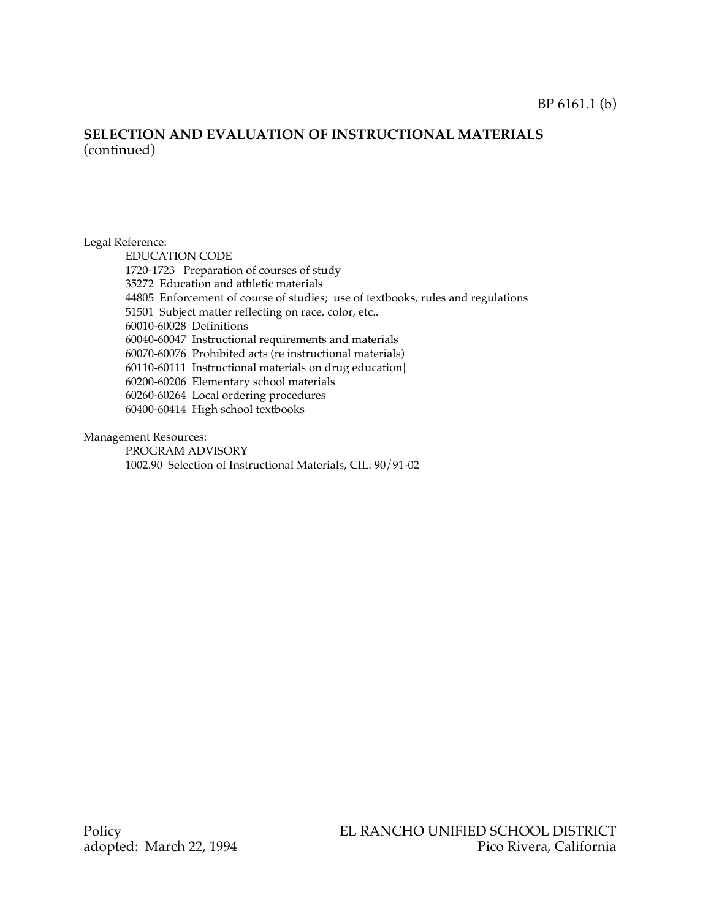## SELECTION AND EVALUATION OF INSTRUCTIONAL MATERIALS
(continued)

Legal Reference:

EDUCATION CODE
1720-1723 Preparation of courses of study
35272 Education and athletic materials
44805 Enforcement of course of studies; use of textbooks, rules and regulations
51501 Subject matter reflecting on race, color, etc..
60010-60028 Definitions
60040-60047 Instructional requirements and materials
60070-60076 Prohibited acts (re instructional materials)
60110-60111 Instructional materials on drug education]
60200-60206 Elementary school materials
60260-60264 Local ordering procedures
60400-60414 High school textbooks

Management Resources:

PROGRAM ADVISORY
1002.90 Selection of Instructional Materials, CIL: 90/91-02

Policy
adopted: March 22, 1994

EL RANCHO UNIFIED SCHOOL DISTRICT
Pico Rivera, California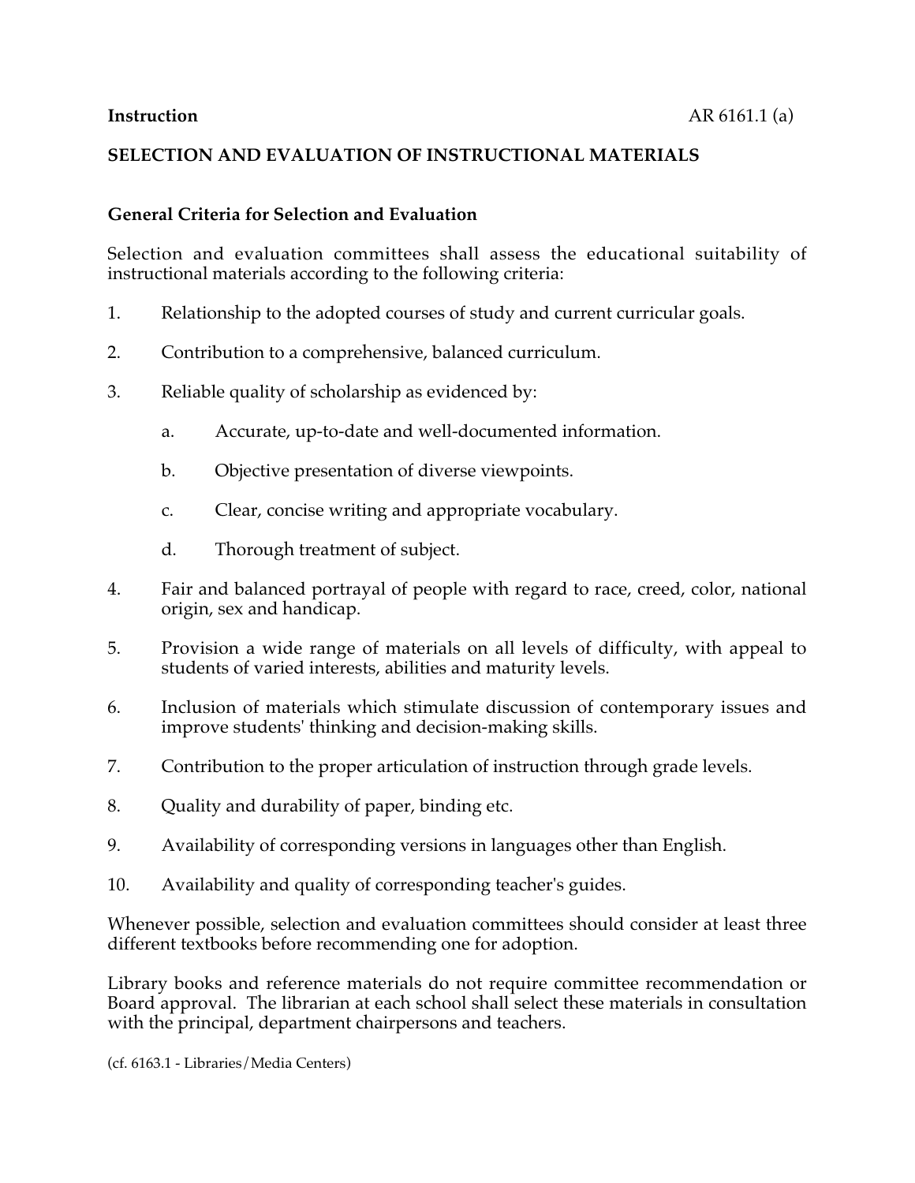**Instruction** AR 6161.1 (a)

## SELECTION AND EVALUATION OF INSTRUCTIONAL MATERIALS

### General Criteria for Selection and Evaluation

Selection and evaluation committees shall assess the educational suitability of instructional materials according to the following criteria:

1. Relationship to the adopted courses of study and current curricular goals.

2. Contribution to a comprehensive, balanced curriculum.

3. Reliable quality of scholarship as evidenced by:

    a. Accurate, up-to-date and well-documented information.

    b. Objective presentation of diverse viewpoints.

    c. Clear, concise writing and appropriate vocabulary.

    d. Thorough treatment of subject.

4. Fair and balanced portrayal of people with regard to race, creed, color, national origin, sex and handicap.

5. Provision a wide range of materials on all levels of difficulty, with appeal to students of varied interests, abilities and maturity levels.

6. Inclusion of materials which stimulate discussion of contemporary issues and improve students' thinking and decision-making skills.

7. Contribution to the proper articulation of instruction through grade levels.

8. Quality and durability of paper, binding etc.

9. Availability of corresponding versions in languages other than English.

10. Availability and quality of corresponding teacher's guides.

Whenever possible, selection and evaluation committees should consider at least three different textbooks before recommending one for adoption.

Library books and reference materials do not require committee recommendation or Board approval. The librarian at each school shall select these materials in consultation with the principal, department chairpersons and teachers.

(cf. 6163.1 - Libraries/Media Centers)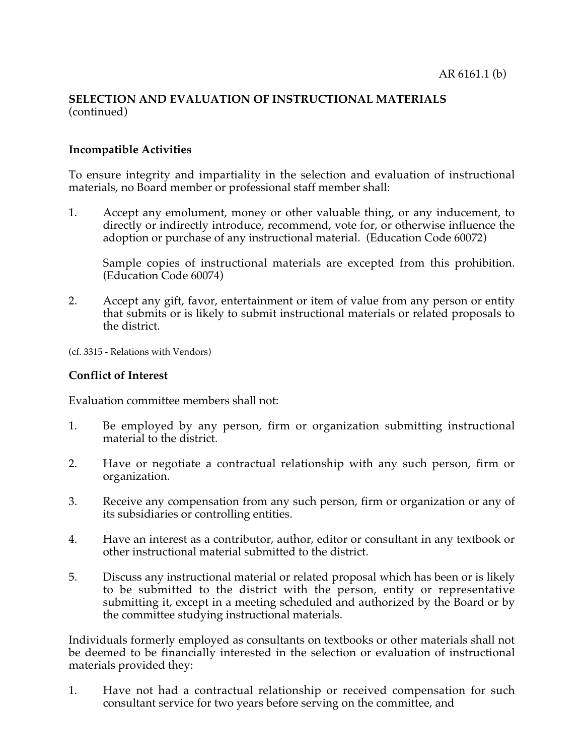**SELECTION AND EVALUATION OF INSTRUCTIONAL MATERIALS** (continued)

**Incompatible Activities**

To ensure integrity and impartiality in the selection and evaluation of instructional materials, no Board member or professional staff member shall:

1. Accept any emolument, money or other valuable thing, or any inducement, to directly or indirectly introduce, recommend, vote for, or otherwise influence the adoption or purchase of any instructional material. (Education Code 60072)

   Sample copies of instructional materials are excepted from this prohibition. (Education Code 60074)

2. Accept any gift, favor, entertainment or item of value from any person or entity that submits or is likely to submit instructional materials or related proposals to the district.

(cf. 3315 - Relations with Vendors)

**Conflict of Interest**

Evaluation committee members shall not:

1. Be employed by any person, firm or organization submitting instructional material to the district.

2. Have or negotiate a contractual relationship with any such person, firm or organization.

3. Receive any compensation from any such person, firm or organization or any of its subsidiaries or controlling entities.

4. Have an interest as a contributor, author, editor or consultant in any textbook or other instructional material submitted to the district.

5. Discuss any instructional material or related proposal which has been or is likely to be submitted to the district with the person, entity or representative submitting it, except in a meeting scheduled and authorized by the Board or by the committee studying instructional materials.

Individuals formerly employed as consultants on textbooks or other materials shall not be deemed to be financially interested in the selection or evaluation of instructional materials provided they:

1. Have not had a contractual relationship or received compensation for such consultant service for two years before serving on the committee, and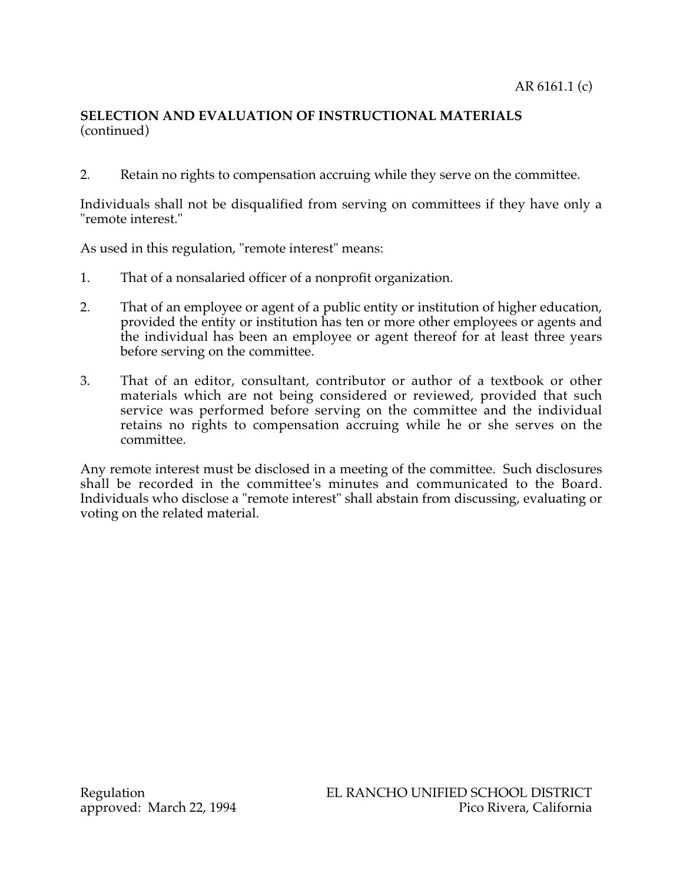**SELECTION AND EVALUATION OF INSTRUCTIONAL MATERIALS** (continued)

2. Retain no rights to compensation accruing while they serve on the committee.

Individuals shall not be disqualified from serving on committees if they have only a "remote interest."

As used in this regulation, "remote interest" means:

1. That of a nonsalaried officer of a nonprofit organization.
2. That of an employee or agent of a public entity or institution of higher education, provided the entity or institution has ten or more other employees or agents and the individual has been an employee or agent thereof for at least three years before serving on the committee.
3. That of an editor, consultant, contributor or author of a textbook or other materials which are not being considered or reviewed, provided that such service was performed before serving on the committee and the individual retains no rights to compensation accruing while he or she serves on the committee.

Any remote interest must be disclosed in a meeting of the committee. Such disclosures shall be recorded in the committee's minutes and communicated to the Board. Individuals who disclose a "remote interest" shall abstain from discussing, evaluating or voting on the related material.

Regulation approved: March 22, 1994

EL RANCHO UNIFIED SCHOOL DISTRICT
Pico Rivera, California